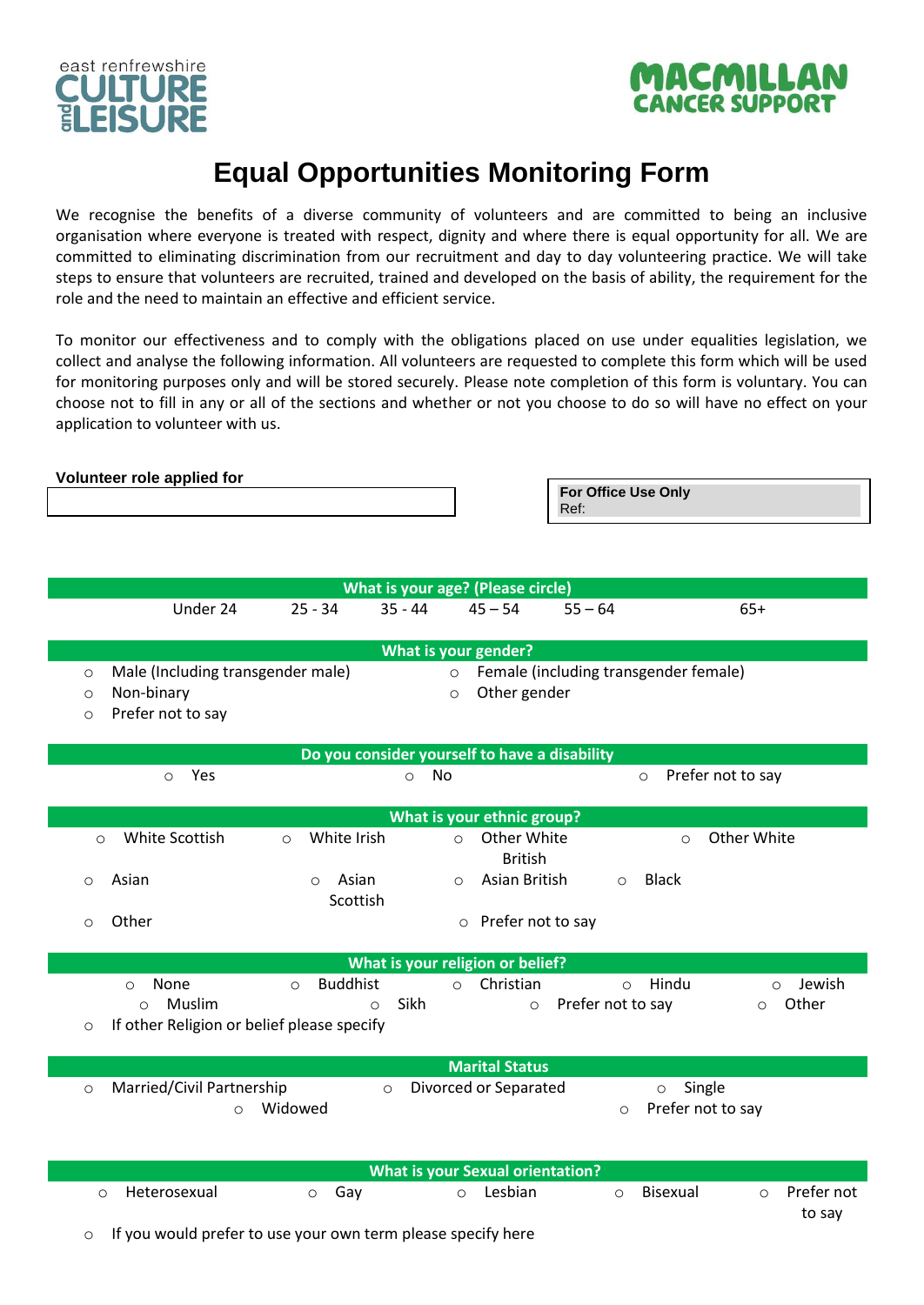east renfrewshire CULTURE and LEISURE

MACMILLAN CANCER SUPPORT

# Equal Opportunities Monitoring Form

We recognise the benefits of a diverse community of volunteers and are committed to being an inclusive organisation where everyone is treated with respect, dignity and where there is equal opportunity for all. We are committed to eliminating discrimination from our recruitment and day to day volunteering practice. We will take steps to ensure that volunteers are recruited, trained and developed on the basis of ability, the requirement for the role and the need to maintain an effective and efficient service.

To monitor our effectiveness and to comply with the obligations placed on use under equalities legislation, we collect and analyse the following information. All volunteers are requested to complete this form which will be used for monitoring purposes only and will be stored securely. Please note completion of this form is voluntary. You can choose not to fill in any or all of the sections and whether or not you choose to do so will have no effect on your application to volunteer with us.

**Volunteer role applied for**

**For Office Use Only**
Ref:

## What is your age? (Please circle)

Under 24 | 25 - 34 | 35 - 44 | 45 – 54 | 55 – 64 | 65+

## What is your gender?

- ○ Male (Including transgender male)
- ○ Female (including transgender female)
- ○ Non-binary
- ○ Other gender
- ○ Prefer not to say

## Do you consider yourself to have a disability

- ○ Yes
- ○ No
- ○ Prefer not to say

## What is your ethnic group?

- ○ White Scottish
- ○ White Irish
- ○ Other White British
- ○ Other White
- ○ Asian
- ○ Asian Scottish
- ○ Asian British
- ○ Black
- ○ Other
- ○ Prefer not to say

## What is your religion or belief?

- ○ None
- ○ Buddhist
- ○ Christian
- ○ Hindu
- ○ Jewish
- ○ Muslim
- ○ Sikh
- ○ Prefer not to say
- ○ Other
- ○ If other Religion or belief please specify

## Marital Status

- ○ Married/Civil Partnership
- ○ Divorced or Separated
- ○ Single
- ○ Widowed
- ○ Prefer not to say

## What is your Sexual orientation?

- ○ Heterosexual
- ○ Gay
- ○ Lesbian
- ○ Bisexual
- ○ Prefer not to say
- ○ If you would prefer to use your own term please specify here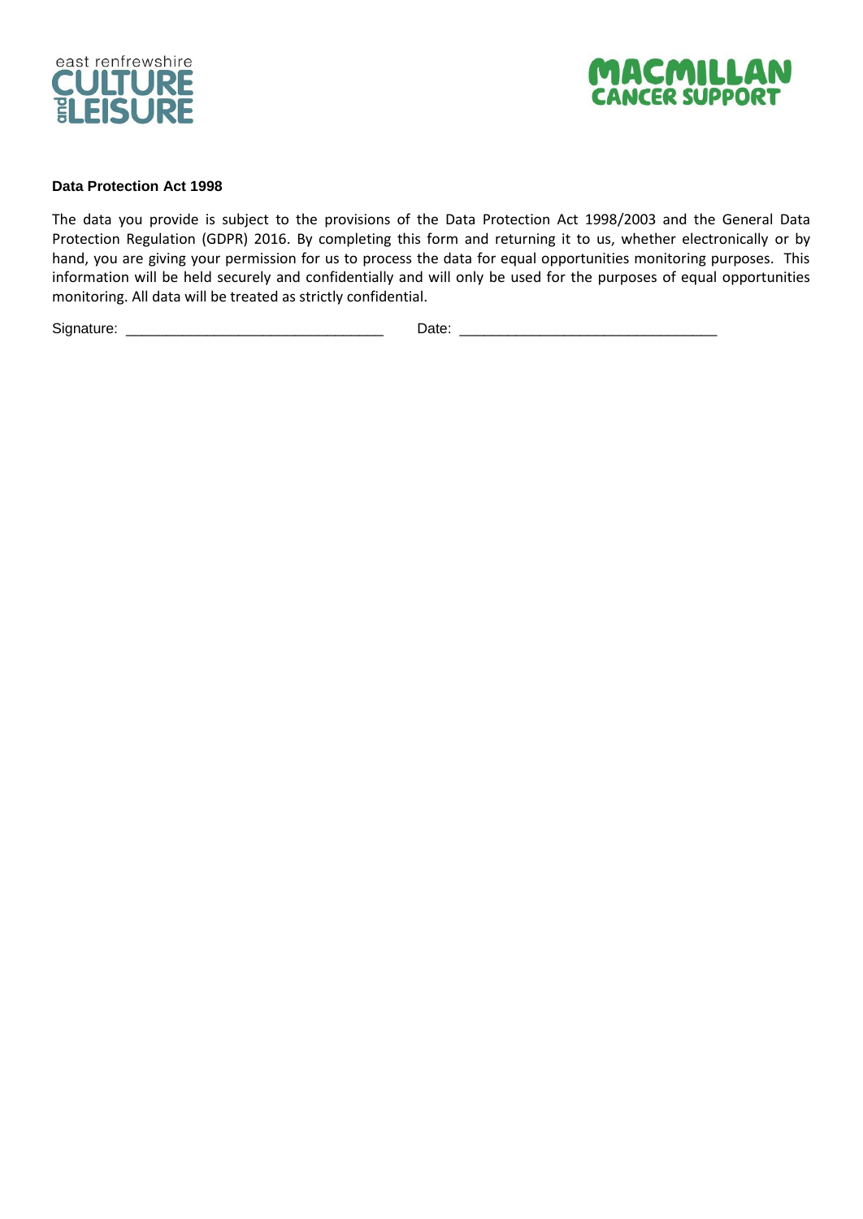**Data Protection Act 1998**

The data you provide is subject to the provisions of the Data Protection Act 1998/2003 and the General Data Protection Regulation (GDPR) 2016. By completing this form and returning it to us, whether electronically or by hand, you are giving your permission for us to process the data for equal opportunities monitoring purposes. This information will be held securely and confidentially and will only be used for the purposes of equal opportunities monitoring. All data will be treated as strictly confidential.

Signature: ________________________________ Date: ________________________________